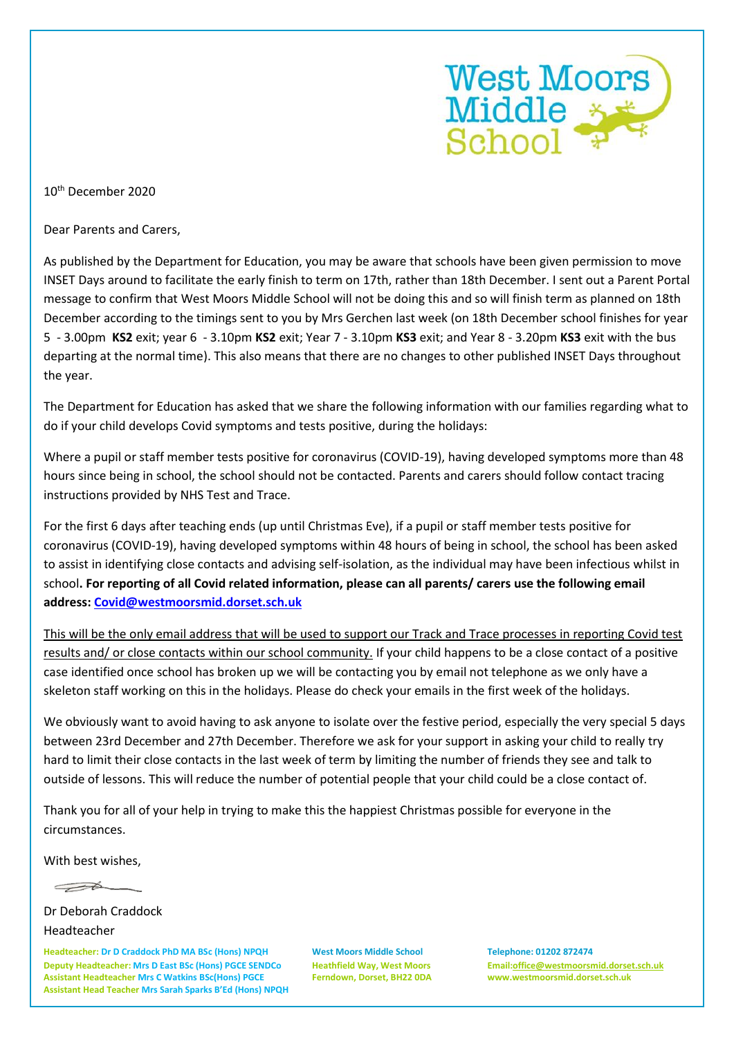West Moors Middle School

10th December 2020

Dear Parents and Carers,

As published by the Department for Education, you may be aware that schools have been given permission to move INSET Days around to facilitate the early finish to term on 17th, rather than 18th December. I sent out a Parent Portal message to confirm that West Moors Middle School will not be doing this and so will finish term as planned on 18th December according to the timings sent to you by Mrs Gerchen last week (on 18th December school finishes for year 5 - 3.00pm **KS2** exit; year 6 - 3.10pm **KS2** exit; Year 7 - 3.10pm **KS3** exit; and Year 8 - 3.20pm **KS3** exit with the bus departing at the normal time). This also means that there are no changes to other published INSET Days throughout the year.

The Department for Education has asked that we share the following information with our families regarding what to do if your child develops Covid symptoms and tests positive, during the holidays:

Where a pupil or staff member tests positive for coronavirus (COVID-19), having developed symptoms more than 48 hours since being in school, the school should not be contacted. Parents and carers should follow contact tracing instructions provided by NHS Test and Trace.

For the first 6 days after teaching ends (up until Christmas Eve), if a pupil or staff member tests positive for coronavirus (COVID-19), having developed symptoms within 48 hours of being in school, the school has been asked to assist in identifying close contacts and advising self-isolation, as the individual may have been infectious whilst in school**. For reporting of all Covid related information, please can all parents/ carers use the following email address: Covid@westmoorsmid.dorset.sch.uk**

This will be the only email address that will be used to support our Track and Trace processes in reporting Covid test results and/ or close contacts within our school community. If your child happens to be a close contact of a positive case identified once school has broken up we will be contacting you by email not telephone as we only have a skeleton staff working on this in the holidays. Please do check your emails in the first week of the holidays.

We obviously want to avoid having to ask anyone to isolate over the festive period, especially the very special 5 days between 23rd December and 27th December. Therefore we ask for your support in asking your child to really try hard to limit their close contacts in the last week of term by limiting the number of friends they see and talk to outside of lessons. This will reduce the number of potential people that your child could be a close contact of.

Thank you for all of your help in trying to make this the happiest Christmas possible for everyone in the circumstances.

With best wishes,

Dr Deborah Craddock
Headteacher

Headteacher: Dr D Craddock PhD MA BSc (Hons) NPQH
Deputy Headteacher: Mrs D East BSc (Hons) PGCE SENDCo
Assistant Headteacher Mrs C Watkins BSc(Hons) PGCE
Assistant Head Teacher Mrs Sarah Sparks B'Ed (Hons) NPQH

West Moors Middle School
Heathfield Way, West Moors
Ferndown, Dorset, BH22 0DA

Telephone: 01202 872474
Email:office@westmoorsmid.dorset.sch.uk
www.westmoorsmid.dorset.sch.uk